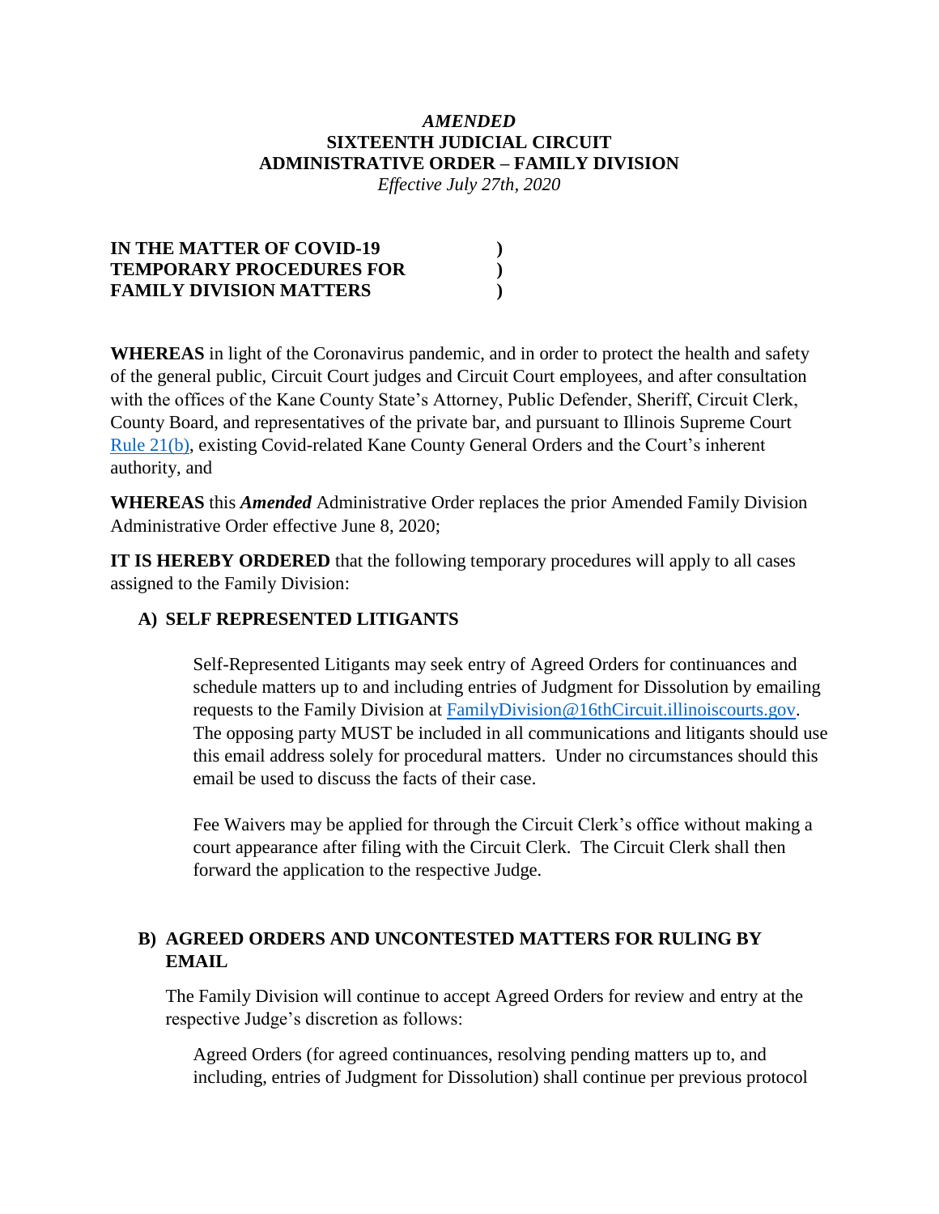***AMENDED***
**SIXTEENTH JUDICIAL CIRCUIT**
**ADMINISTRATIVE ORDER – FAMILY DIVISION**
*Effective July 27th, 2020*

**IN THE MATTER OF COVID-19 )**
**TEMPORARY PROCEDURES FOR )**
**FAMILY DIVISION MATTERS )**

**WHEREAS** in light of the Coronavirus pandemic, and in order to protect the health and safety of the general public, Circuit Court judges and Circuit Court employees, and after consultation with the offices of the Kane County State's Attorney, Public Defender, Sheriff, Circuit Clerk, County Board, and representatives of the private bar, and pursuant to Illinois Supreme Court Rule 21(b), existing Covid-related Kane County General Orders and the Court's inherent authority, and

**WHEREAS** this ***Amended*** Administrative Order replaces the prior Amended Family Division Administrative Order effective June 8, 2020;

**IT IS HEREBY ORDERED** that the following temporary procedures will apply to all cases assigned to the Family Division:

### A) SELF REPRESENTED LITIGANTS

Self-Represented Litigants may seek entry of Agreed Orders for continuances and schedule matters up to and including entries of Judgment for Dissolution by emailing requests to the Family Division at FamilyDivision@16thCircuit.illinoiscourts.gov. The opposing party MUST be included in all communications and litigants should use this email address solely for procedural matters. Under no circumstances should this email be used to discuss the facts of their case.

Fee Waivers may be applied for through the Circuit Clerk's office without making a court appearance after filing with the Circuit Clerk. The Circuit Clerk shall then forward the application to the respective Judge.

### B) AGREED ORDERS AND UNCONTESTED MATTERS FOR RULING BY EMAIL

The Family Division will continue to accept Agreed Orders for review and entry at the respective Judge's discretion as follows:

Agreed Orders (for agreed continuances, resolving pending matters up to, and including, entries of Judgment for Dissolution) shall continue per previous protocol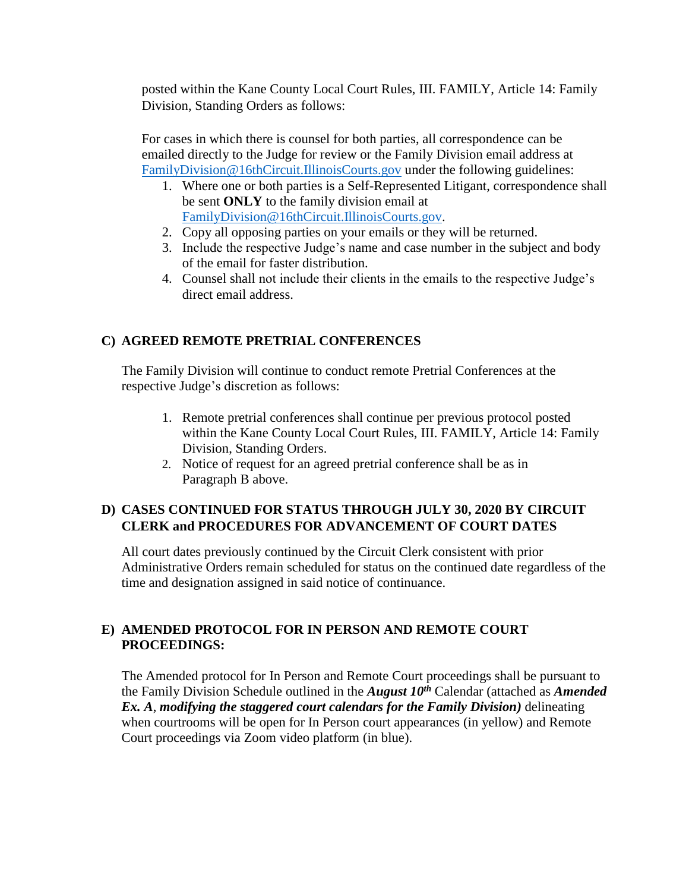posted within the Kane County Local Court Rules, III. FAMILY, Article 14: Family Division, Standing Orders as follows:

For cases in which there is counsel for both parties, all correspondence can be emailed directly to the Judge for review or the Family Division email address at FamilyDivision@16thCircuit.IllinoisCourts.gov under the following guidelines:

1. Where one or both parties is a Self-Represented Litigant, correspondence shall be sent **ONLY** to the family division email at FamilyDivision@16thCircuit.IllinoisCourts.gov.
2. Copy all opposing parties on your emails or they will be returned.
3. Include the respective Judge's name and case number in the subject and body of the email for faster distribution.
4. Counsel shall not include their clients in the emails to the respective Judge's direct email address.

## C) AGREED REMOTE PRETRIAL CONFERENCES

The Family Division will continue to conduct remote Pretrial Conferences at the respective Judge's discretion as follows:

1. Remote pretrial conferences shall continue per previous protocol posted within the Kane County Local Court Rules, III. FAMILY, Article 14: Family Division, Standing Orders.
2. Notice of request for an agreed pretrial conference shall be as in Paragraph B above.

## D) CASES CONTINUED FOR STATUS THROUGH JULY 30, 2020 BY CIRCUIT CLERK and PROCEDURES FOR ADVANCEMENT OF COURT DATES

All court dates previously continued by the Circuit Clerk consistent with prior Administrative Orders remain scheduled for status on the continued date regardless of the time and designation assigned in said notice of continuance.

## E) AMENDED PROTOCOL FOR IN PERSON AND REMOTE COURT PROCEEDINGS:

The Amended protocol for In Person and Remote Court proceedings shall be pursuant to the Family Division Schedule outlined in the ***August 10th*** Calendar (attached as ***Amended Ex. A***, ***modifying the staggered court calendars for the Family Division)*** delineating when courtrooms will be open for In Person court appearances (in yellow) and Remote Court proceedings via Zoom video platform (in blue).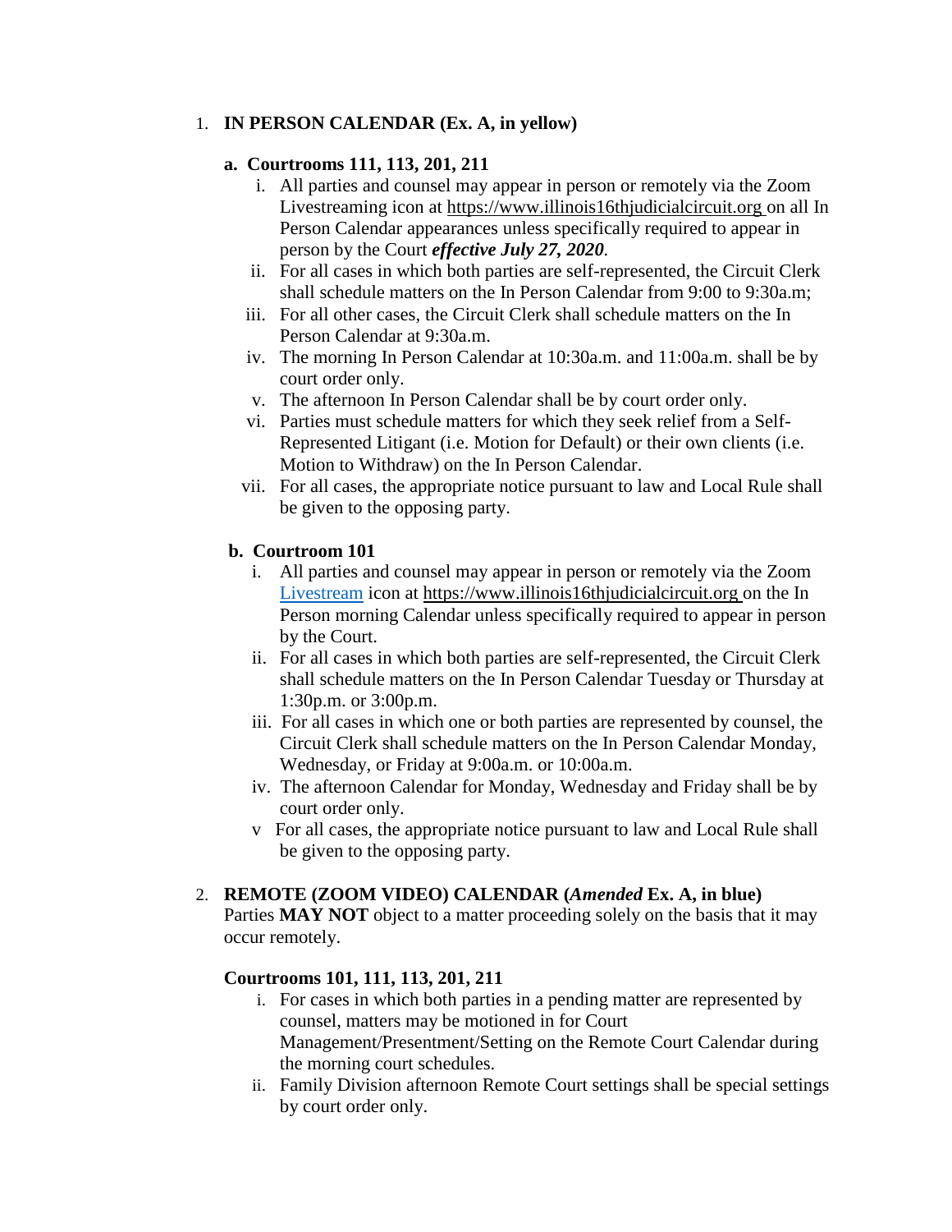1. **IN PERSON CALENDAR (Ex. A, in yellow)**

   **a. Courtrooms 111, 113, 201, 211**

   i. All parties and counsel may appear in person or remotely via the Zoom Livestreaming icon at https://www.illinois16thjudicialcircuit.org on all In Person Calendar appearances unless specifically required to appear in person by the Court ***effective July 27, 2020***.

   ii. For all cases in which both parties are self-represented, the Circuit Clerk shall schedule matters on the In Person Calendar from 9:00 to 9:30a.m;

   iii. For all other cases, the Circuit Clerk shall schedule matters on the In Person Calendar at 9:30a.m.

   iv. The morning In Person Calendar at 10:30a.m. and 11:00a.m. shall be by court order only.

   v. The afternoon In Person Calendar shall be by court order only.

   vi. Parties must schedule matters for which they seek relief from a Self-Represented Litigant (i.e. Motion for Default) or their own clients (i.e. Motion to Withdraw) on the In Person Calendar.

   vii. For all cases, the appropriate notice pursuant to law and Local Rule shall be given to the opposing party.

   **b. Courtroom 101**

   i. All parties and counsel may appear in person or remotely via the Zoom Livestream icon at https://www.illinois16thjudicialcircuit.org on the In Person morning Calendar unless specifically required to appear in person by the Court.

   ii. For all cases in which both parties are self-represented, the Circuit Clerk shall schedule matters on the In Person Calendar Tuesday or Thursday at 1:30p.m. or 3:00p.m.

   iii. For all cases in which one or both parties are represented by counsel, the Circuit Clerk shall schedule matters on the In Person Calendar Monday, Wednesday, or Friday at 9:00a.m. or 10:00a.m.

   iv. The afternoon Calendar for Monday, Wednesday and Friday shall be by court order only.

   v For all cases, the appropriate notice pursuant to law and Local Rule shall be given to the opposing party.

2. **REMOTE (ZOOM VIDEO) CALENDAR (*Amended* Ex. A, in blue)**

   Parties **MAY NOT** object to a matter proceeding solely on the basis that it may occur remotely.

   **Courtrooms 101, 111, 113, 201, 211**

   i. For cases in which both parties in a pending matter are represented by counsel, matters may be motioned in for Court Management/Presentment/Setting on the Remote Court Calendar during the morning court schedules.

   ii. Family Division afternoon Remote Court settings shall be special settings by court order only.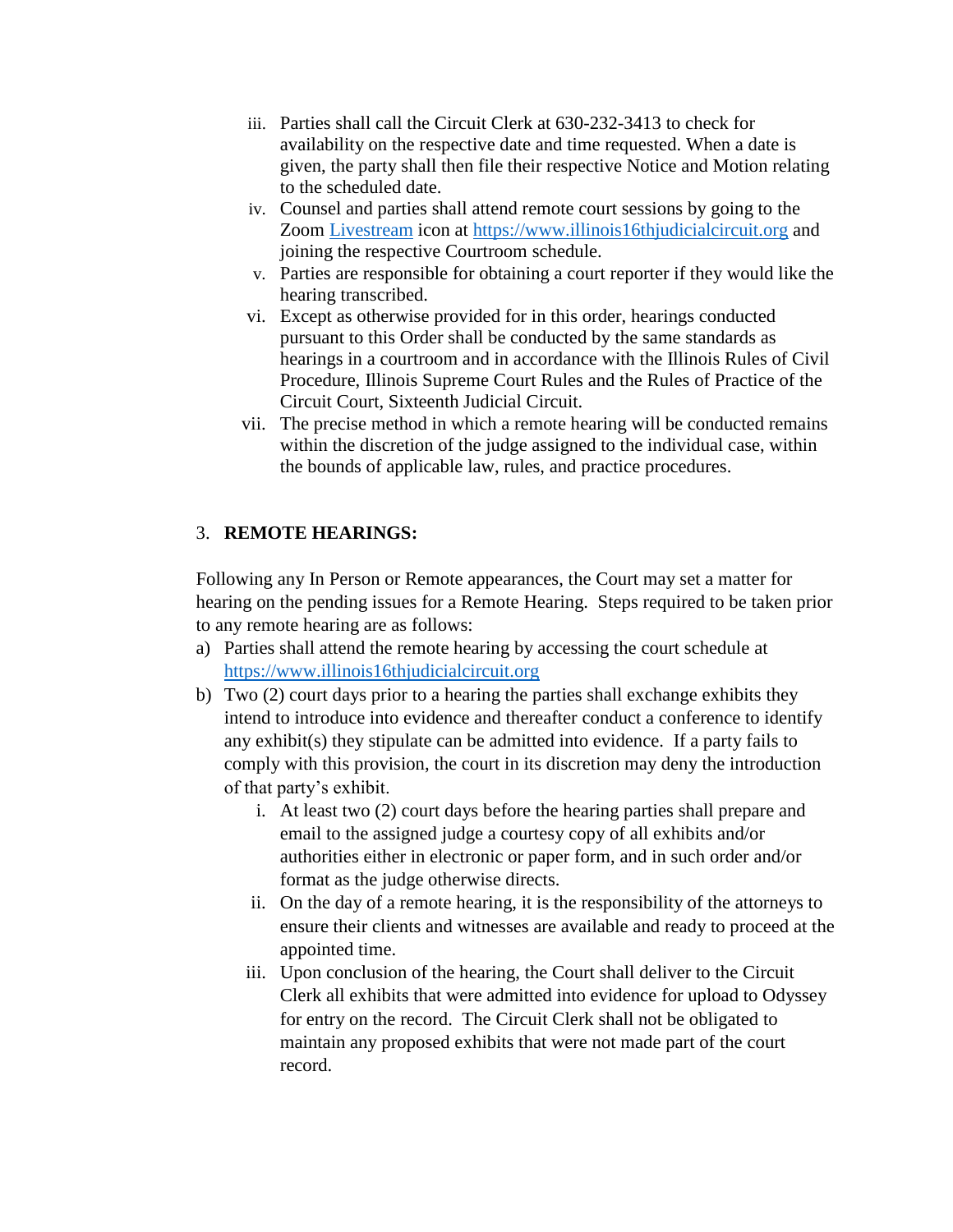iii. Parties shall call the Circuit Clerk at 630-232-3413 to check for availability on the respective date and time requested. When a date is given, the party shall then file their respective Notice and Motion relating to the scheduled date.

iv. Counsel and parties shall attend remote court sessions by going to the Zoom [Livestream](https://www.illinois16thjudicialcircuit.org) icon at [https://www.illinois16thjudicialcircuit.org](https://www.illinois16thjudicialcircuit.org) and joining the respective Courtroom schedule.

v. Parties are responsible for obtaining a court reporter if they would like the hearing transcribed.

vi. Except as otherwise provided for in this order, hearings conducted pursuant to this Order shall be conducted by the same standards as hearings in a courtroom and in accordance with the Illinois Rules of Civil Procedure, Illinois Supreme Court Rules and the Rules of Practice of the Circuit Court, Sixteenth Judicial Circuit.

vii. The precise method in which a remote hearing will be conducted remains within the discretion of the judge assigned to the individual case, within the bounds of applicable law, rules, and practice procedures.

3. **REMOTE HEARINGS:**

Following any In Person or Remote appearances, the Court may set a matter for hearing on the pending issues for a Remote Hearing. Steps required to be taken prior to any remote hearing are as follows:

a) Parties shall attend the remote hearing by accessing the court schedule at [https://www.illinois16thjudicialcircuit.org](https://www.illinois16thjudicialcircuit.org)

b) Two (2) court days prior to a hearing the parties shall exchange exhibits they intend to introduce into evidence and thereafter conduct a conference to identify any exhibit(s) they stipulate can be admitted into evidence. If a party fails to comply with this provision, the court in its discretion may deny the introduction of that party's exhibit.

   i. At least two (2) court days before the hearing parties shall prepare and email to the assigned judge a courtesy copy of all exhibits and/or authorities either in electronic or paper form, and in such order and/or format as the judge otherwise directs.

   ii. On the day of a remote hearing, it is the responsibility of the attorneys to ensure their clients and witnesses are available and ready to proceed at the appointed time.

   iii. Upon conclusion of the hearing, the Court shall deliver to the Circuit Clerk all exhibits that were admitted into evidence for upload to Odyssey for entry on the record. The Circuit Clerk shall not be obligated to maintain any proposed exhibits that were not made part of the court record.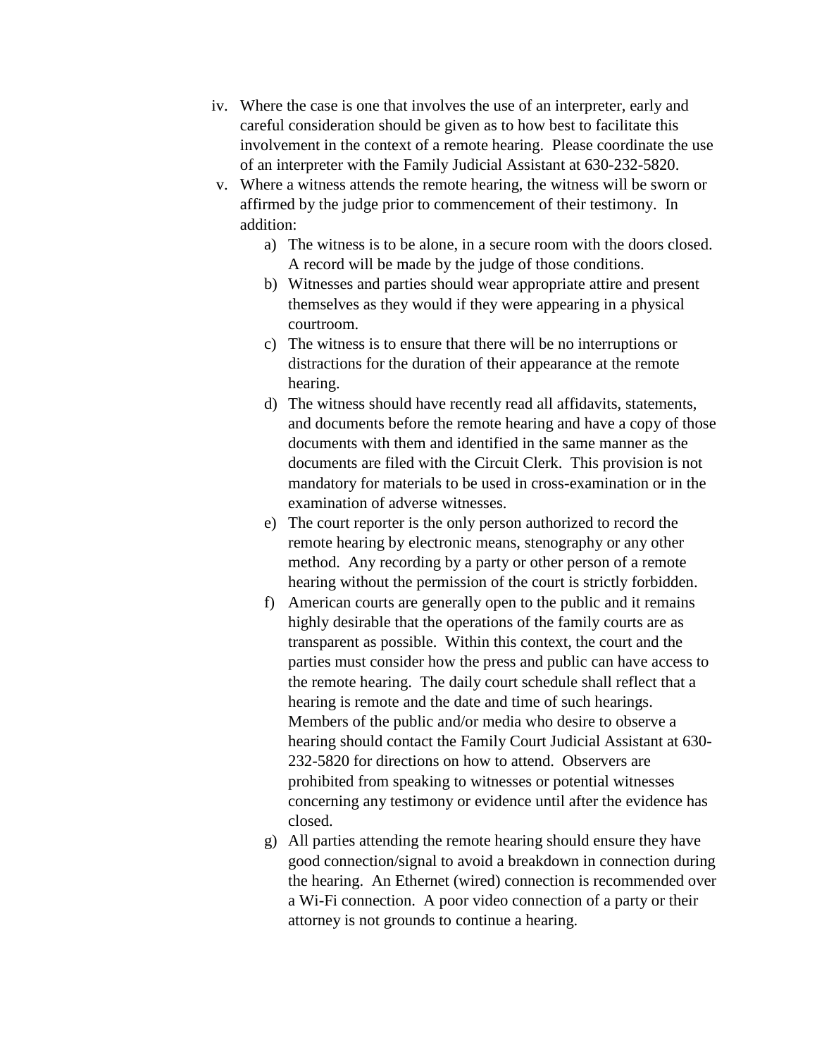iv. Where the case is one that involves the use of an interpreter, early and careful consideration should be given as to how best to facilitate this involvement in the context of a remote hearing. Please coordinate the use of an interpreter with the Family Judicial Assistant at 630-232-5820.

v. Where a witness attends the remote hearing, the witness will be sworn or affirmed by the judge prior to commencement of their testimony. In addition:

   a) The witness is to be alone, in a secure room with the doors closed. A record will be made by the judge of those conditions.
   b) Witnesses and parties should wear appropriate attire and present themselves as they would if they were appearing in a physical courtroom.
   c) The witness is to ensure that there will be no interruptions or distractions for the duration of their appearance at the remote hearing.
   d) The witness should have recently read all affidavits, statements, and documents before the remote hearing and have a copy of those documents with them and identified in the same manner as the documents are filed with the Circuit Clerk. This provision is not mandatory for materials to be used in cross-examination or in the examination of adverse witnesses.
   e) The court reporter is the only person authorized to record the remote hearing by electronic means, stenography or any other method. Any recording by a party or other person of a remote hearing without the permission of the court is strictly forbidden.
   f) American courts are generally open to the public and it remains highly desirable that the operations of the family courts are as transparent as possible. Within this context, the court and the parties must consider how the press and public can have access to the remote hearing. The daily court schedule shall reflect that a hearing is remote and the date and time of such hearings. Members of the public and/or media who desire to observe a hearing should contact the Family Court Judicial Assistant at 630-232-5820 for directions on how to attend. Observers are prohibited from speaking to witnesses or potential witnesses concerning any testimony or evidence until after the evidence has closed.
   g) All parties attending the remote hearing should ensure they have good connection/signal to avoid a breakdown in connection during the hearing. An Ethernet (wired) connection is recommended over a Wi-Fi connection. A poor video connection of a party or their attorney is not grounds to continue a hearing.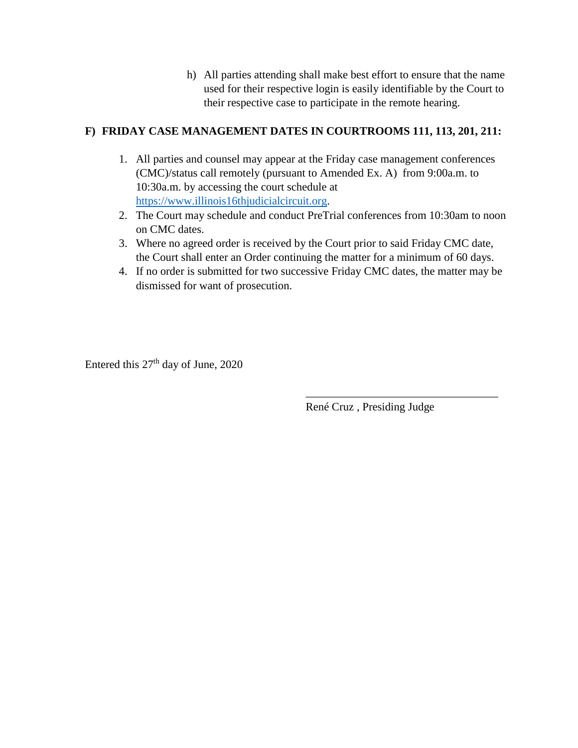h) All parties attending shall make best effort to ensure that the name used for their respective login is easily identifiable by the Court to their respective case to participate in the remote hearing.

**F) FRIDAY CASE MANAGEMENT DATES IN COURTROOMS 111, 113, 201, 211:**

1. All parties and counsel may appear at the Friday case management conferences (CMC)/status call remotely (pursuant to Amended Ex. A) from 9:00a.m. to 10:30a.m. by accessing the court schedule at https://www.illinois16thjudicialcircuit.org.
2. The Court may schedule and conduct PreTrial conferences from 10:30am to noon on CMC dates.
3. Where no agreed order is received by the Court prior to said Friday CMC date, the Court shall enter an Order continuing the matter for a minimum of 60 days.
4. If no order is submitted for two successive Friday CMC dates, the matter may be dismissed for want of prosecution.

Entered this 27th day of June, 2020

\_\_\_\_\_\_\_\_\_\_\_\_\_\_\_\_\_\_\_\_\_\_\_\_\_\_\_\_\_\_\_\_\_\_

René Cruz , Presiding Judge